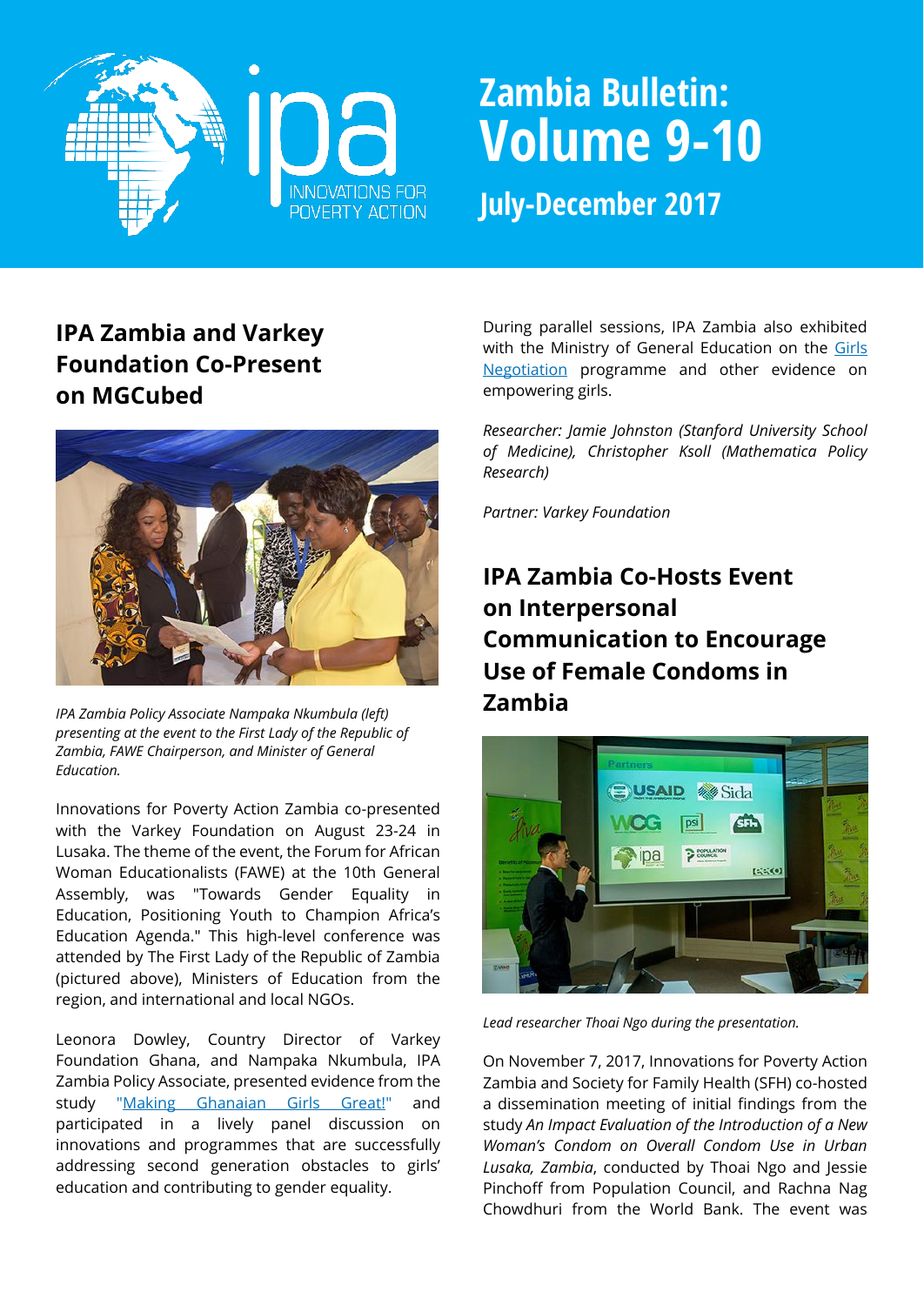# Zambia Bulletin: Volume 9-10

**July-December 2017**

## IPA Zambia and Varkey Foundation Co-Present on MGCubed

*IPA Zambia Policy Associate Nampaka Nkumbula (left) presenting at the event to the First Lady of the Republic of Zambia, FAWE Chairperson, and Minister of General Education.*

Innovations for Poverty Action Zambia co-presented with the Varkey Foundation on August 23-24 in Lusaka. The theme of the event, the Forum for African Woman Educationalists (FAWE) at the 10th General Assembly, was "Towards Gender Equality in Education, Positioning Youth to Champion Africa's Education Agenda." This high-level conference was attended by The First Lady of the Republic of Zambia (pictured above), Ministers of Education from the region, and international and local NGOs.

Leonora Dowley, Country Director of Varkey Foundation Ghana, and Nampaka Nkumbula, IPA Zambia Policy Associate, presented evidence from the study "Making Ghanaian Girls Great!" and participated in a lively panel discussion on innovations and programmes that are successfully addressing second generation obstacles to girls' education and contributing to gender equality.

During parallel sessions, IPA Zambia also exhibited with the Ministry of General Education on the Girls Negotiation programme and other evidence on empowering girls.

*Researcher: Jamie Johnston (Stanford University School of Medicine), Christopher Ksoll (Mathematica Policy Research)*

*Partner: Varkey Foundation*

## IPA Zambia Co-Hosts Event on Interpersonal Communication to Encourage Use of Female Condoms in Zambia

*Lead researcher Thoai Ngo during the presentation.*

On November 7, 2017, Innovations for Poverty Action Zambia and Society for Family Health (SFH) co-hosted a dissemination meeting of initial findings from the study *An Impact Evaluation of the Introduction of a New Woman's Condom on Overall Condom Use in Urban Lusaka, Zambia*, conducted by Thoai Ngo and Jessie Pinchoff from Population Council, and Rachna Nag Chowdhuri from the World Bank. The event was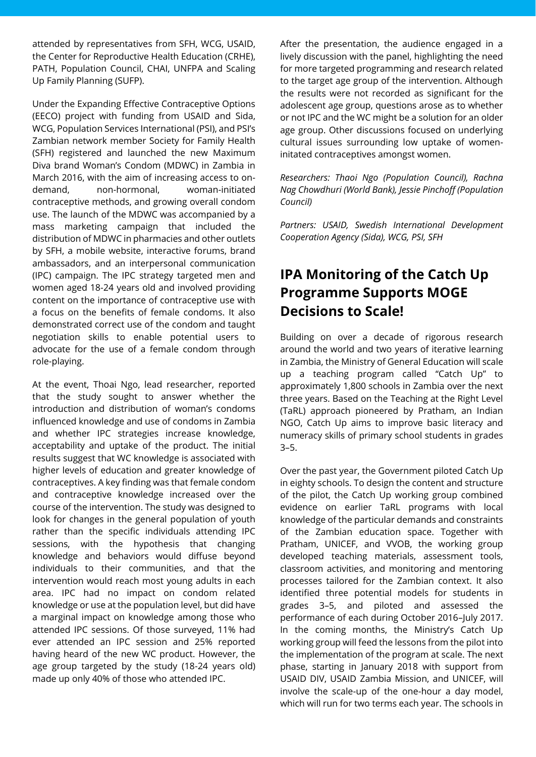attended by representatives from SFH, WCG, USAID, the Center for Reproductive Health Education (CRHE), PATH, Population Council, CHAI, UNFPA and Scaling Up Family Planning (SUFP).

Under the Expanding Effective Contraceptive Options (EECO) project with funding from USAID and Sida, WCG, Population Services International (PSI), and PSI's Zambian network member Society for Family Health (SFH) registered and launched the new Maximum Diva brand Woman's Condom (MDWC) in Zambia in March 2016, with the aim of increasing access to on-demand, non-hormonal, woman-initiated contraceptive methods, and growing overall condom use. The launch of the MDWC was accompanied by a mass marketing campaign that included the distribution of MDWC in pharmacies and other outlets by SFH, a mobile website, interactive forums, brand ambassadors, and an interpersonal communication (IPC) campaign. The IPC strategy targeted men and women aged 18-24 years old and involved providing content on the importance of contraceptive use with a focus on the benefits of female condoms. It also demonstrated correct use of the condom and taught negotiation skills to enable potential users to advocate for the use of a female condom through role-playing.

At the event, Thoai Ngo, lead researcher, reported that the study sought to answer whether the introduction and distribution of woman's condoms influenced knowledge and use of condoms in Zambia and whether IPC strategies increase knowledge, acceptability and uptake of the product. The initial results suggest that WC knowledge is associated with higher levels of education and greater knowledge of contraceptives. A key finding was that female condom and contraceptive knowledge increased over the course of the intervention. The study was designed to look for changes in the general population of youth rather than the specific individuals attending IPC sessions, with the hypothesis that changing knowledge and behaviors would diffuse beyond individuals to their communities, and that the intervention would reach most young adults in each area. IPC had no impact on condom related knowledge or use at the population level, but did have a marginal impact on knowledge among those who attended IPC sessions. Of those surveyed, 11% had ever attended an IPC session and 25% reported having heard of the new WC product. However, the age group targeted by the study (18-24 years old) made up only 40% of those who attended IPC.

After the presentation, the audience engaged in a lively discussion with the panel, highlighting the need for more targeted programming and research related to the target age group of the intervention. Although the results were not recorded as significant for the adolescent age group, questions arose as to whether or not IPC and the WC might be a solution for an older age group. Other discussions focused on underlying cultural issues surrounding low uptake of women-initated contraceptives amongst women.

*Researchers: Thaoi Ngo (Population Council), Rachna Nag Chowdhuri (World Bank), Jessie Pinchoff (Population Council)*

*Partners: USAID, Swedish International Development Cooperation Agency (Sida), WCG, PSI, SFH*

## IPA Monitoring of the Catch Up Programme Supports MOGE Decisions to Scale!

Building on over a decade of rigorous research around the world and two years of iterative learning in Zambia, the Ministry of General Education will scale up a teaching program called "Catch Up" to approximately 1,800 schools in Zambia over the next three years. Based on the Teaching at the Right Level (TaRL) approach pioneered by Pratham, an Indian NGO, Catch Up aims to improve basic literacy and numeracy skills of primary school students in grades 3–5.

Over the past year, the Government piloted Catch Up in eighty schools. To design the content and structure of the pilot, the Catch Up working group combined evidence on earlier TaRL programs with local knowledge of the particular demands and constraints of the Zambian education space. Together with Pratham, UNICEF, and VVOB, the working group developed teaching materials, assessment tools, classroom activities, and monitoring and mentoring processes tailored for the Zambian context. It also identified three potential models for students in grades 3–5, and piloted and assessed the performance of each during October 2016–July 2017. In the coming months, the Ministry's Catch Up working group will feed the lessons from the pilot into the implementation of the program at scale. The next phase, starting in January 2018 with support from USAID DIV, USAID Zambia Mission, and UNICEF, will involve the scale-up of the one-hour a day model, which will run for two terms each year. The schools in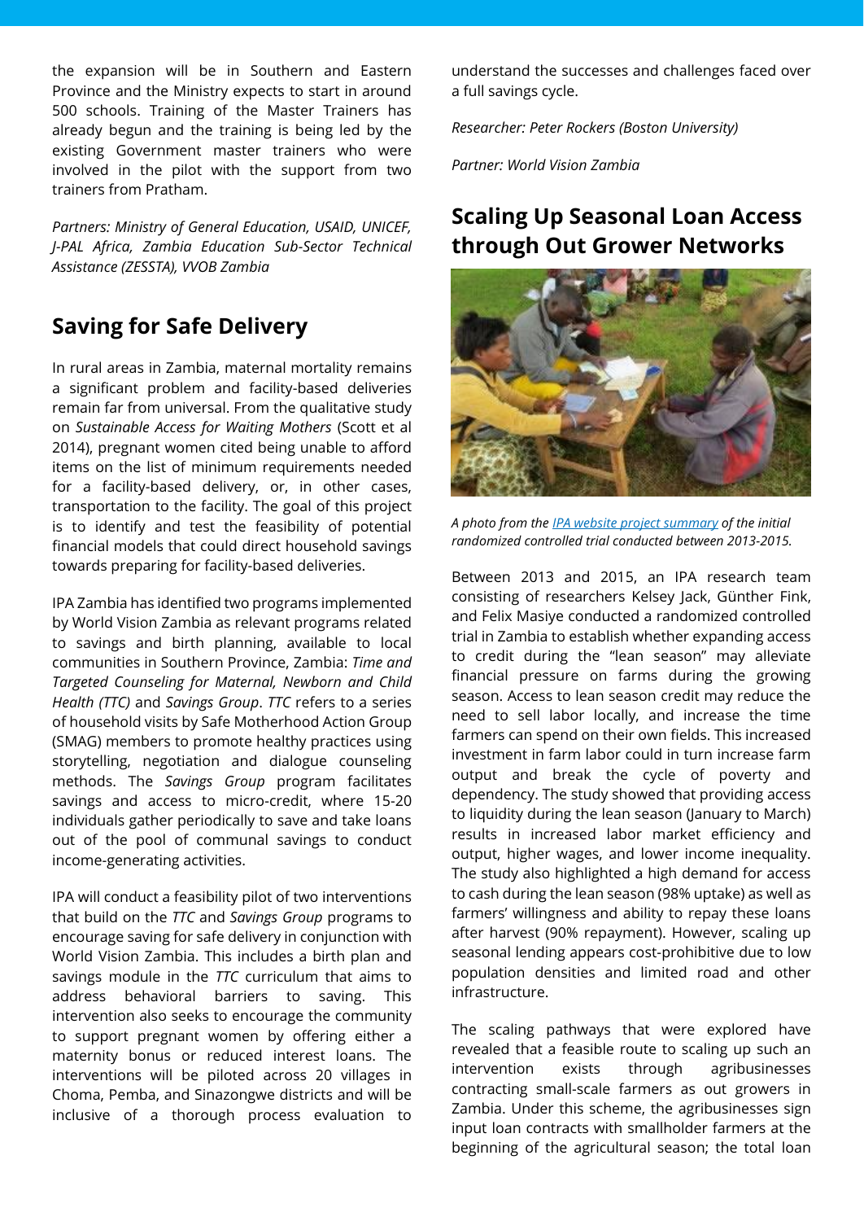the expansion will be in Southern and Eastern Province and the Ministry expects to start in around 500 schools. Training of the Master Trainers has already begun and the training is being led by the existing Government master trainers who were involved in the pilot with the support from two trainers from Pratham.

*Partners: Ministry of General Education, USAID, UNICEF, J-PAL Africa, Zambia Education Sub-Sector Technical Assistance (ZESSTA), VVOB Zambia*

## Saving for Safe Delivery

In rural areas in Zambia, maternal mortality remains a significant problem and facility-based deliveries remain far from universal. From the qualitative study on *Sustainable Access for Waiting Mothers* (Scott et al 2014), pregnant women cited being unable to afford items on the list of minimum requirements needed for a facility-based delivery, or, in other cases, transportation to the facility. The goal of this project is to identify and test the feasibility of potential financial models that could direct household savings towards preparing for facility-based deliveries.

IPA Zambia has identified two programs implemented by World Vision Zambia as relevant programs related to savings and birth planning, available to local communities in Southern Province, Zambia: *Time and Targeted Counseling for Maternal, Newborn and Child Health (TTC)* and *Savings Group*. *TTC* refers to a series of household visits by Safe Motherhood Action Group (SMAG) members to promote healthy practices using storytelling, negotiation and dialogue counseling methods. The *Savings Group* program facilitates savings and access to micro-credit, where 15-20 individuals gather periodically to save and take loans out of the pool of communal savings to conduct income-generating activities.

IPA will conduct a feasibility pilot of two interventions that build on the *TTC* and *Savings Group* programs to encourage saving for safe delivery in conjunction with World Vision Zambia. This includes a birth plan and savings module in the *TTC* curriculum that aims to address behavioral barriers to saving. This intervention also seeks to encourage the community to support pregnant women by offering either a maternity bonus or reduced interest loans. The interventions will be piloted across 20 villages in Choma, Pemba, and Sinazongwe districts and will be inclusive of a thorough process evaluation to understand the successes and challenges faced over a full savings cycle.

*Researcher: Peter Rockers (Boston University)*

*Partner: World Vision Zambia*

## Scaling Up Seasonal Loan Access through Out Grower Networks

*A photo from the [IPA website project summary] of the initial randomized controlled trial conducted between 2013-2015.*

Between 2013 and 2015, an IPA research team consisting of researchers Kelsey Jack, Günther Fink, and Felix Masiye conducted a randomized controlled trial in Zambia to establish whether expanding access to credit during the "lean season" may alleviate financial pressure on farms during the growing season. Access to lean season credit may reduce the need to sell labor locally, and increase the time farmers can spend on their own fields. This increased investment in farm labor could in turn increase farm output and break the cycle of poverty and dependency. The study showed that providing access to liquidity during the lean season (January to March) results in increased labor market efficiency and output, higher wages, and lower income inequality. The study also highlighted a high demand for access to cash during the lean season (98% uptake) as well as farmers' willingness and ability to repay these loans after harvest (90% repayment). However, scaling up seasonal lending appears cost-prohibitive due to low population densities and limited road and other infrastructure.

The scaling pathways that were explored have revealed that a feasible route to scaling up such an intervention exists through agribusinesses contracting small-scale farmers as out growers in Zambia. Under this scheme, the agribusinesses sign input loan contracts with smallholder farmers at the beginning of the agricultural season; the total loan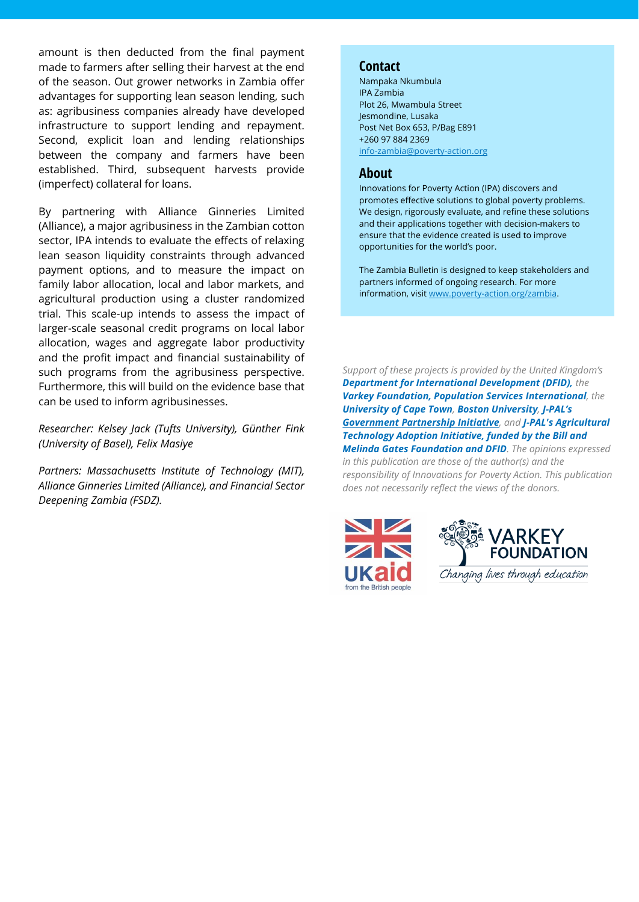amount is then deducted from the final payment made to farmers after selling their harvest at the end of the season. Out grower networks in Zambia offer advantages for supporting lean season lending, such as: agribusiness companies already have developed infrastructure to support lending and repayment. Second, explicit loan and lending relationships between the company and farmers have been established. Third, subsequent harvests provide (imperfect) collateral for loans.

By partnering with Alliance Ginneries Limited (Alliance), a major agribusiness in the Zambian cotton sector, IPA intends to evaluate the effects of relaxing lean season liquidity constraints through advanced payment options, and to measure the impact on family labor allocation, local and labor markets, and agricultural production using a cluster randomized trial. This scale-up intends to assess the impact of larger-scale seasonal credit programs on local labor allocation, wages and aggregate labor productivity and the profit impact and financial sustainability of such programs from the agribusiness perspective. Furthermore, this will build on the evidence base that can be used to inform agribusinesses.

*Researcher: Kelsey Jack (Tufts University), Günther Fink (University of Basel), Felix Masiye*

*Partners: Massachusetts Institute of Technology (MIT), Alliance Ginneries Limited (Alliance), and Financial Sector Deepening Zambia (FSDZ).*

## Contact

Nampaka Nkumbula
IPA Zambia
Plot 26, Mwambula Street
Jesmondine, Lusaka
Post Net Box 653, P/Bag E891
+260 97 884 2369
info-zambia@poverty-action.org

## About

Innovations for Poverty Action (IPA) discovers and promotes effective solutions to global poverty problems. We design, rigorously evaluate, and refine these solutions and their applications together with decision-makers to ensure that the evidence created is used to improve opportunities for the world's poor.

The Zambia Bulletin is designed to keep stakeholders and partners informed of ongoing research. For more information, visit www.poverty-action.org/zambia.

*Support of these projects is provided by the United Kingdom's* ***Department for International Development (DFID),*** *the* ***Varkey Foundation, Population Services International****, the* ***University of Cape Town****,* ***Boston University****,* ***J-PAL's Government Partnership Initiative****, and* ***J-PAL's Agricultural Technology Adoption Initiative, funded by the Bill and Melinda Gates Foundation and DFID****. The opinions expressed in this publication are those of the author(s) and the responsibility of Innovations for Poverty Action. This publication does not necessarily reflect the views of the donors.*

UKaid from the British people

VARKEY FOUNDATION Changing lives through education